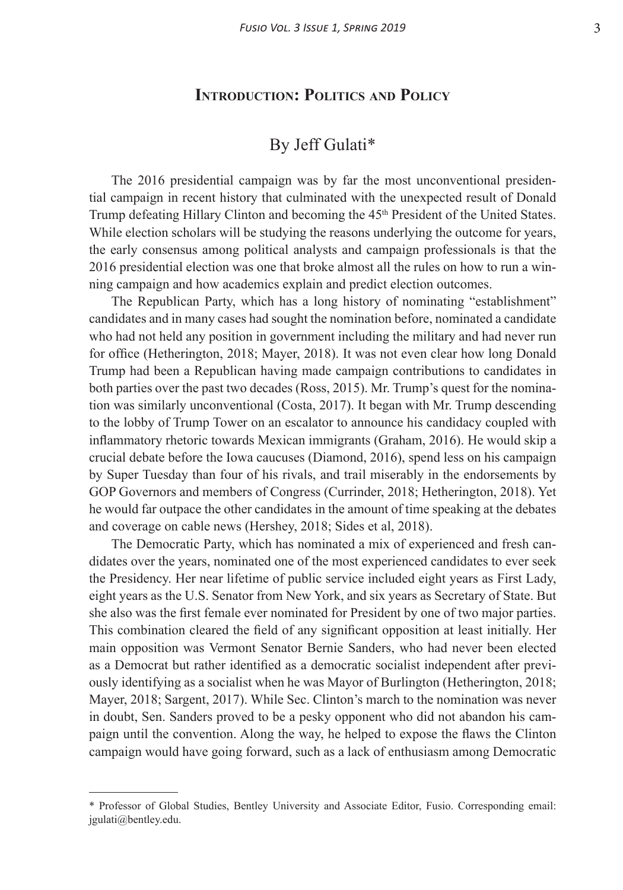# Introduction: Politics and Policy

## By Jeff Gulati*

The 2016 presidential campaign was by far the most unconventional presidential campaign in recent history that culminated with the unexpected result of Donald Trump defeating Hillary Clinton and becoming the 45th President of the United States. While election scholars will be studying the reasons underlying the outcome for years, the early consensus among political analysts and campaign professionals is that the 2016 presidential election was one that broke almost all the rules on how to run a winning campaign and how academics explain and predict election outcomes.

The Republican Party, which has a long history of nominating "establishment" candidates and in many cases had sought the nomination before, nominated a candidate who had not held any position in government including the military and had never run for office (Hetherington, 2018; Mayer, 2018). It was not even clear how long Donald Trump had been a Republican having made campaign contributions to candidates in both parties over the past two decades (Ross, 2015). Mr. Trump's quest for the nomination was similarly unconventional (Costa, 2017). It began with Mr. Trump descending to the lobby of Trump Tower on an escalator to announce his candidacy coupled with inflammatory rhetoric towards Mexican immigrants (Graham, 2016). He would skip a crucial debate before the Iowa caucuses (Diamond, 2016), spend less on his campaign by Super Tuesday than four of his rivals, and trail miserably in the endorsements by GOP Governors and members of Congress (Currinder, 2018; Hetherington, 2018). Yet he would far outpace the other candidates in the amount of time speaking at the debates and coverage on cable news (Hershey, 2018; Sides et al, 2018).

The Democratic Party, which has nominated a mix of experienced and fresh candidates over the years, nominated one of the most experienced candidates to ever seek the Presidency. Her near lifetime of public service included eight years as First Lady, eight years as the U.S. Senator from New York, and six years as Secretary of State. But she also was the first female ever nominated for President by one of two major parties. This combination cleared the field of any significant opposition at least initially. Her main opposition was Vermont Senator Bernie Sanders, who had never been elected as a Democrat but rather identified as a democratic socialist independent after previously identifying as a socialist when he was Mayor of Burlington (Hetherington, 2018; Mayer, 2018; Sargent, 2017). While Sec. Clinton's march to the nomination was never in doubt, Sen. Sanders proved to be a pesky opponent who did not abandon his campaign until the convention. Along the way, he helped to expose the flaws the Clinton campaign would have going forward, such as a lack of enthusiasm among Democratic

---

* Professor of Global Studies, Bentley University and Associate Editor, Fusio. Corresponding email: jgulati@bentley.edu.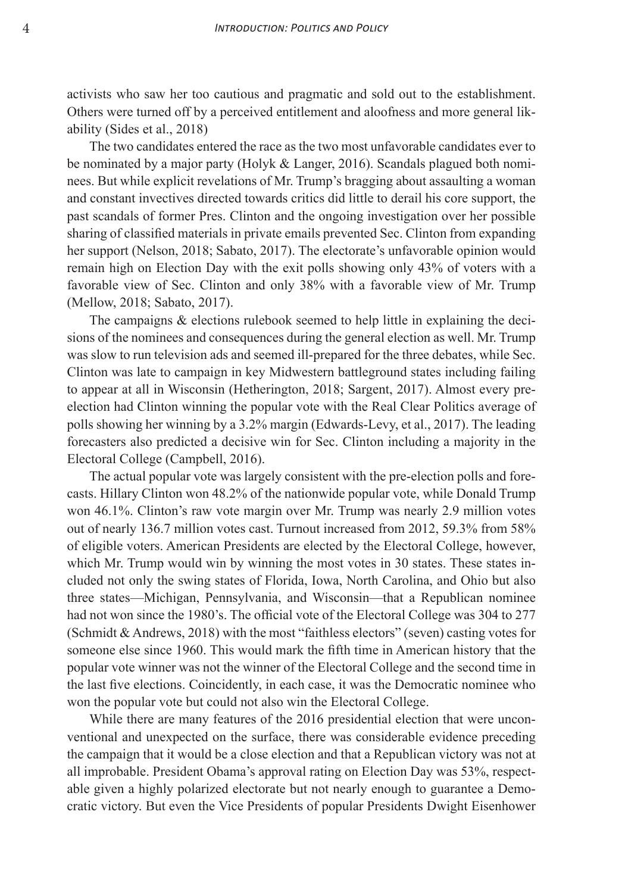activists who saw her too cautious and pragmatic and sold out to the establishment. Others were turned off by a perceived entitlement and aloofness and more general likability (Sides et al., 2018)

The two candidates entered the race as the two most unfavorable candidates ever to be nominated by a major party (Holyk & Langer, 2016). Scandals plagued both nominees. But while explicit revelations of Mr. Trump's bragging about assaulting a woman and constant invectives directed towards critics did little to derail his core support, the past scandals of former Pres. Clinton and the ongoing investigation over her possible sharing of classified materials in private emails prevented Sec. Clinton from expanding her support (Nelson, 2018; Sabato, 2017). The electorate's unfavorable opinion would remain high on Election Day with the exit polls showing only 43% of voters with a favorable view of Sec. Clinton and only 38% with a favorable view of Mr. Trump (Mellow, 2018; Sabato, 2017).

The campaigns & elections rulebook seemed to help little in explaining the decisions of the nominees and consequences during the general election as well. Mr. Trump was slow to run television ads and seemed ill-prepared for the three debates, while Sec. Clinton was late to campaign in key Midwestern battleground states including failing to appear at all in Wisconsin (Hetherington, 2018; Sargent, 2017). Almost every pre-election had Clinton winning the popular vote with the Real Clear Politics average of polls showing her winning by a 3.2% margin (Edwards-Levy, et al., 2017). The leading forecasters also predicted a decisive win for Sec. Clinton including a majority in the Electoral College (Campbell, 2016).

The actual popular vote was largely consistent with the pre-election polls and forecasts. Hillary Clinton won 48.2% of the nationwide popular vote, while Donald Trump won 46.1%. Clinton's raw vote margin over Mr. Trump was nearly 2.9 million votes out of nearly 136.7 million votes cast. Turnout increased from 2012, 59.3% from 58% of eligible voters. American Presidents are elected by the Electoral College, however, which Mr. Trump would win by winning the most votes in 30 states. These states included not only the swing states of Florida, Iowa, North Carolina, and Ohio but also three states—Michigan, Pennsylvania, and Wisconsin—that a Republican nominee had not won since the 1980's. The official vote of the Electoral College was 304 to 277 (Schmidt & Andrews, 2018) with the most "faithless electors" (seven) casting votes for someone else since 1960. This would mark the fifth time in American history that the popular vote winner was not the winner of the Electoral College and the second time in the last five elections. Coincidently, in each case, it was the Democratic nominee who won the popular vote but could not also win the Electoral College.

While there are many features of the 2016 presidential election that were unconventional and unexpected on the surface, there was considerable evidence preceding the campaign that it would be a close election and that a Republican victory was not at all improbable. President Obama's approval rating on Election Day was 53%, respectable given a highly polarized electorate but not nearly enough to guarantee a Democratic victory. But even the Vice Presidents of popular Presidents Dwight Eisenhower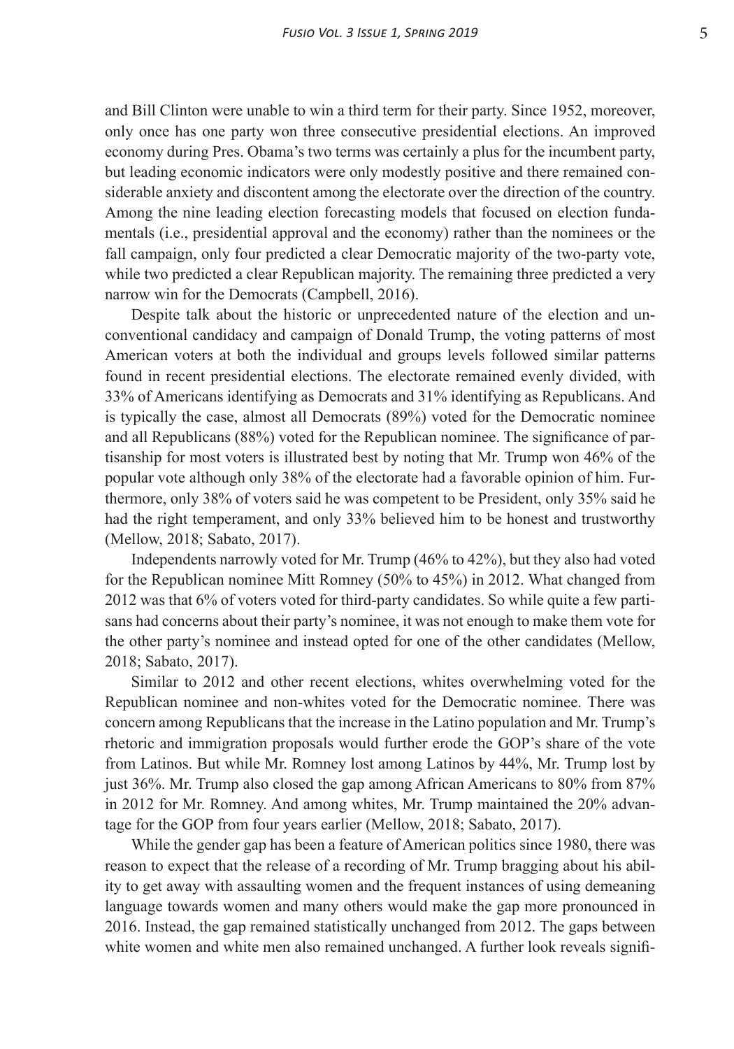and Bill Clinton were unable to win a third term for their party. Since 1952, moreover, only once has one party won three consecutive presidential elections. An improved economy during Pres. Obama's two terms was certainly a plus for the incumbent party, but leading economic indicators were only modestly positive and there remained considerable anxiety and discontent among the electorate over the direction of the country. Among the nine leading election forecasting models that focused on election fundamentals (i.e., presidential approval and the economy) rather than the nominees or the fall campaign, only four predicted a clear Democratic majority of the two-party vote, while two predicted a clear Republican majority. The remaining three predicted a very narrow win for the Democrats (Campbell, 2016).

Despite talk about the historic or unprecedented nature of the election and unconventional candidacy and campaign of Donald Trump, the voting patterns of most American voters at both the individual and groups levels followed similar patterns found in recent presidential elections. The electorate remained evenly divided, with 33% of Americans identifying as Democrats and 31% identifying as Republicans. And is typically the case, almost all Democrats (89%) voted for the Democratic nominee and all Republicans (88%) voted for the Republican nominee. The significance of partisanship for most voters is illustrated best by noting that Mr. Trump won 46% of the popular vote although only 38% of the electorate had a favorable opinion of him. Furthermore, only 38% of voters said he was competent to be President, only 35% said he had the right temperament, and only 33% believed him to be honest and trustworthy (Mellow, 2018; Sabato, 2017).

Independents narrowly voted for Mr. Trump (46% to 42%), but they also had voted for the Republican nominee Mitt Romney (50% to 45%) in 2012. What changed from 2012 was that 6% of voters voted for third-party candidates. So while quite a few partisans had concerns about their party's nominee, it was not enough to make them vote for the other party's nominee and instead opted for one of the other candidates (Mellow, 2018; Sabato, 2017).

Similar to 2012 and other recent elections, whites overwhelming voted for the Republican nominee and non-whites voted for the Democratic nominee. There was concern among Republicans that the increase in the Latino population and Mr. Trump's rhetoric and immigration proposals would further erode the GOP's share of the vote from Latinos. But while Mr. Romney lost among Latinos by 44%, Mr. Trump lost by just 36%. Mr. Trump also closed the gap among African Americans to 80% from 87% in 2012 for Mr. Romney. And among whites, Mr. Trump maintained the 20% advantage for the GOP from four years earlier (Mellow, 2018; Sabato, 2017).

While the gender gap has been a feature of American politics since 1980, there was reason to expect that the release of a recording of Mr. Trump bragging about his ability to get away with assaulting women and the frequent instances of using demeaning language towards women and many others would make the gap more pronounced in 2016. Instead, the gap remained statistically unchanged from 2012. The gaps between white women and white men also remained unchanged. A further look reveals signifi-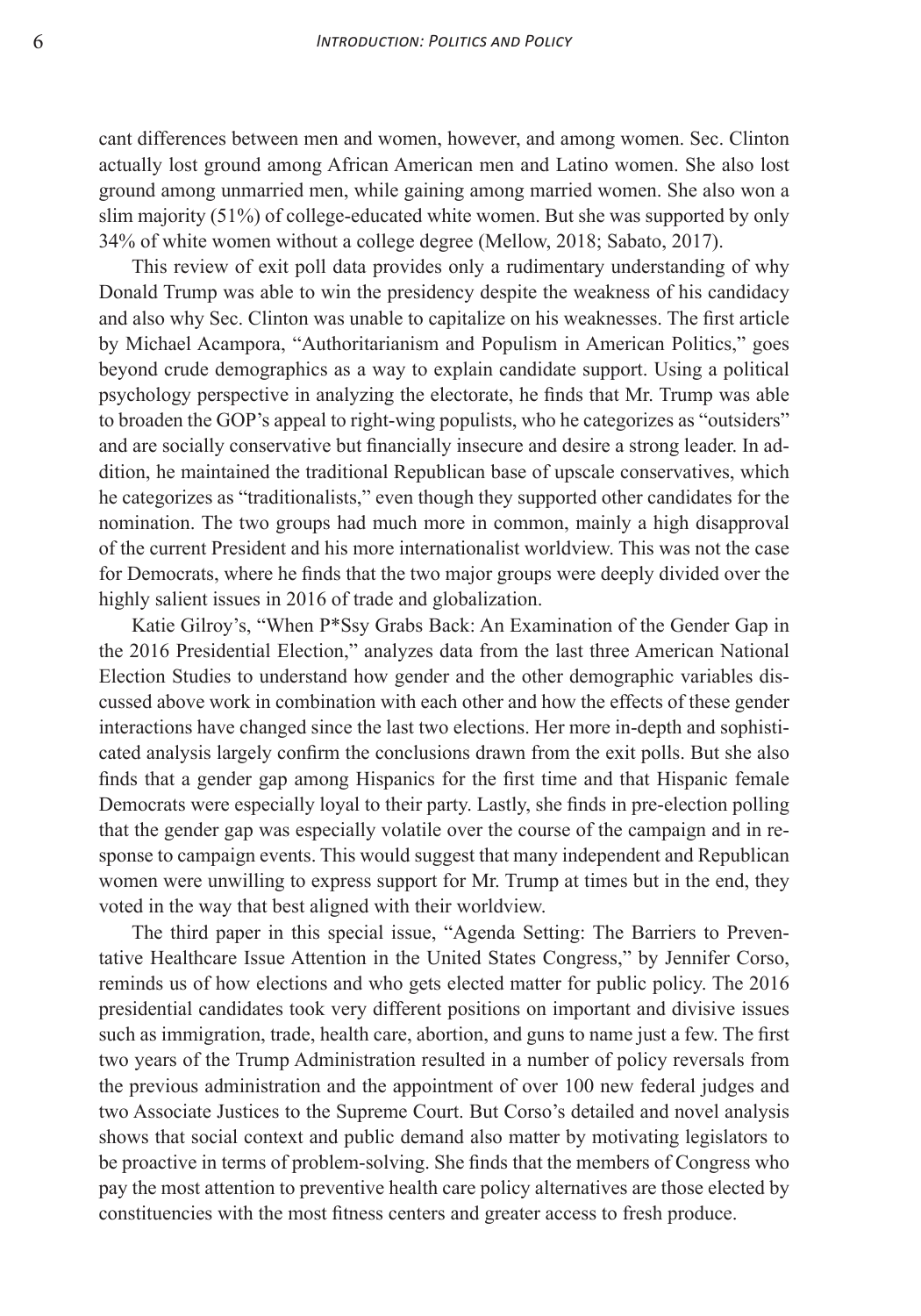cant differences between men and women, however, and among women. Sec. Clinton actually lost ground among African American men and Latino women. She also lost ground among unmarried men, while gaining among married women. She also won a slim majority (51%) of college-educated white women. But she was supported by only 34% of white women without a college degree (Mellow, 2018; Sabato, 2017).

This review of exit poll data provides only a rudimentary understanding of why Donald Trump was able to win the presidency despite the weakness of his candidacy and also why Sec. Clinton was unable to capitalize on his weaknesses. The first article by Michael Acampora, "Authoritarianism and Populism in American Politics," goes beyond crude demographics as a way to explain candidate support. Using a political psychology perspective in analyzing the electorate, he finds that Mr. Trump was able to broaden the GOP's appeal to right-wing populists, who he categorizes as "outsiders" and are socially conservative but financially insecure and desire a strong leader. In addition, he maintained the traditional Republican base of upscale conservatives, which he categorizes as "traditionalists," even though they supported other candidates for the nomination. The two groups had much more in common, mainly a high disapproval of the current President and his more internationalist worldview. This was not the case for Democrats, where he finds that the two major groups were deeply divided over the highly salient issues in 2016 of trade and globalization.

Katie Gilroy's, "When P*Ssy Grabs Back: An Examination of the Gender Gap in the 2016 Presidential Election," analyzes data from the last three American National Election Studies to understand how gender and the other demographic variables discussed above work in combination with each other and how the effects of these gender interactions have changed since the last two elections. Her more in-depth and sophisticated analysis largely confirm the conclusions drawn from the exit polls. But she also finds that a gender gap among Hispanics for the first time and that Hispanic female Democrats were especially loyal to their party. Lastly, she finds in pre-election polling that the gender gap was especially volatile over the course of the campaign and in response to campaign events. This would suggest that many independent and Republican women were unwilling to express support for Mr. Trump at times but in the end, they voted in the way that best aligned with their worldview.

The third paper in this special issue, "Agenda Setting: The Barriers to Preventative Healthcare Issue Attention in the United States Congress," by Jennifer Corso, reminds us of how elections and who gets elected matter for public policy. The 2016 presidential candidates took very different positions on important and divisive issues such as immigration, trade, health care, abortion, and guns to name just a few. The first two years of the Trump Administration resulted in a number of policy reversals from the previous administration and the appointment of over 100 new federal judges and two Associate Justices to the Supreme Court. But Corso's detailed and novel analysis shows that social context and public demand also matter by motivating legislators to be proactive in terms of problem-solving. She finds that the members of Congress who pay the most attention to preventive health care policy alternatives are those elected by constituencies with the most fitness centers and greater access to fresh produce.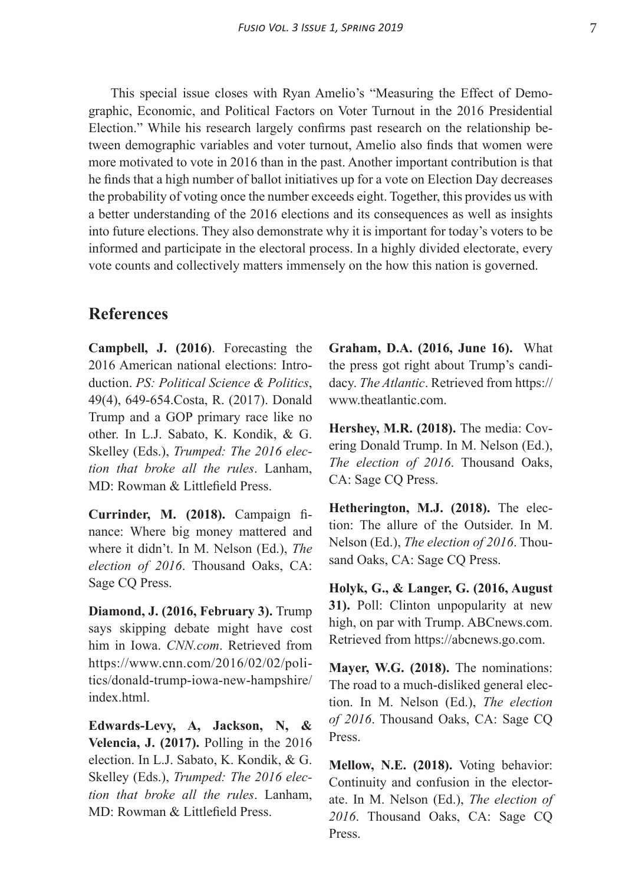This special issue closes with Ryan Amelio's "Measuring the Effect of Demographic, Economic, and Political Factors on Voter Turnout in the 2016 Presidential Election." While his research largely confirms past research on the relationship between demographic variables and voter turnout, Amelio also finds that women were more motivated to vote in 2016 than in the past. Another important contribution is that he finds that a high number of ballot initiatives up for a vote on Election Day decreases the probability of voting once the number exceeds eight. Together, this provides us with a better understanding of the 2016 elections and its consequences as well as insights into future elections. They also demonstrate why it is important for today's voters to be informed and participate in the electoral process. In a highly divided electorate, every vote counts and collectively matters immensely on the how this nation is governed.

## References

**Campbell, J. (2016)**. Forecasting the 2016 American national elections: Introduction. *PS: Political Science & Politics*, 49(4), 649-654.Costa, R. (2017). Donald Trump and a GOP primary race like no other. In L.J. Sabato, K. Kondik, & G. Skelley (Eds.), *Trumped: The 2016 election that broke all the rules*. Lanham, MD: Rowman & Littlefield Press.

**Currinder, M. (2018).** Campaign finance: Where big money mattered and where it didn't. In M. Nelson (Ed.), *The election of 2016*. Thousand Oaks, CA: Sage CQ Press.

**Diamond, J. (2016, February 3).** Trump says skipping debate might have cost him in Iowa. *CNN.com*. Retrieved from https://www.cnn.com/2016/02/02/politics/donald-trump-iowa-new-hampshire/index.html.

**Edwards-Levy, A, Jackson, N, & Velencia, J. (2017).** Polling in the 2016 election. In L.J. Sabato, K. Kondik, & G. Skelley (Eds.), *Trumped: The 2016 election that broke all the rules*. Lanham, MD: Rowman & Littlefield Press.

**Graham, D.A. (2016, June 16).** What the press got right about Trump's candidacy. *The Atlantic*. Retrieved from https://www.theatlantic.com.

**Hershey, M.R. (2018).** The media: Covering Donald Trump. In M. Nelson (Ed.), *The election of 2016*. Thousand Oaks, CA: Sage CQ Press.

**Hetherington, M.J. (2018).** The election: The allure of the Outsider. In M. Nelson (Ed.), *The election of 2016*. Thousand Oaks, CA: Sage CQ Press.

**Holyk, G., & Langer, G. (2016, August 31).** Poll: Clinton unpopularity at new high, on par with Trump. ABCnews.com. Retrieved from https://abcnews.go.com.

**Mayer, W.G. (2018).** The nominations: The road to a much-disliked general election. In M. Nelson (Ed.), *The election of 2016*. Thousand Oaks, CA: Sage CQ Press.

**Mellow, N.E. (2018).** Voting behavior: Continuity and confusion in the electorate. In M. Nelson (Ed.), *The election of 2016*. Thousand Oaks, CA: Sage CQ Press.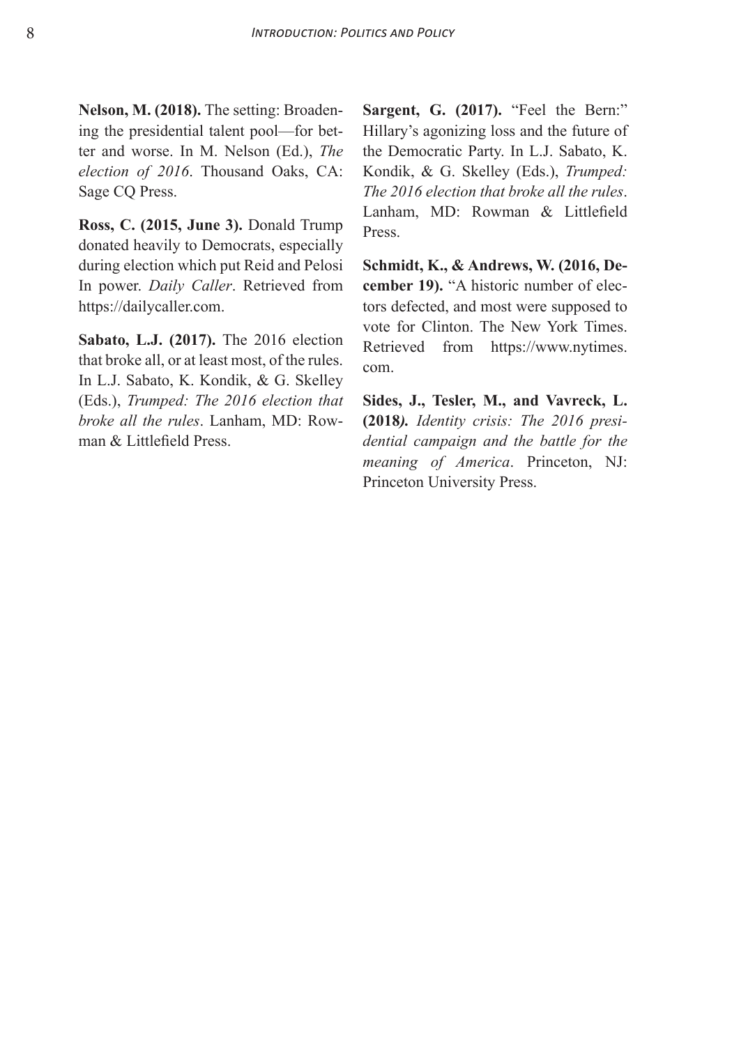**Nelson, M. (2018).** The setting: Broadening the presidential talent pool—for better and worse. In M. Nelson (Ed.), *The election of 2016*. Thousand Oaks, CA: Sage CQ Press.

**Ross, C. (2015, June 3).** Donald Trump donated heavily to Democrats, especially during election which put Reid and Pelosi In power. *Daily Caller*. Retrieved from https://dailycaller.com.

**Sabato, L.J. (2017).** The 2016 election that broke all, or at least most, of the rules. In L.J. Sabato, K. Kondik, & G. Skelley (Eds.), *Trumped: The 2016 election that broke all the rules*. Lanham, MD: Rowman & Littlefield Press.

**Sargent, G. (2017).** "Feel the Bern:" Hillary's agonizing loss and the future of the Democratic Party. In L.J. Sabato, K. Kondik, & G. Skelley (Eds.), *Trumped: The 2016 election that broke all the rules*. Lanham, MD: Rowman & Littlefield Press.

**Schmidt, K., & Andrews, W. (2016, December 19).** "A historic number of electors defected, and most were supposed to vote for Clinton. The New York Times. Retrieved from https://www.nytimes.com.

**Sides, J., Tesler, M., and Vavreck, L. (2018*).*** *Identity crisis: The 2016 presidential campaign and the battle for the meaning of America*. Princeton, NJ: Princeton University Press.